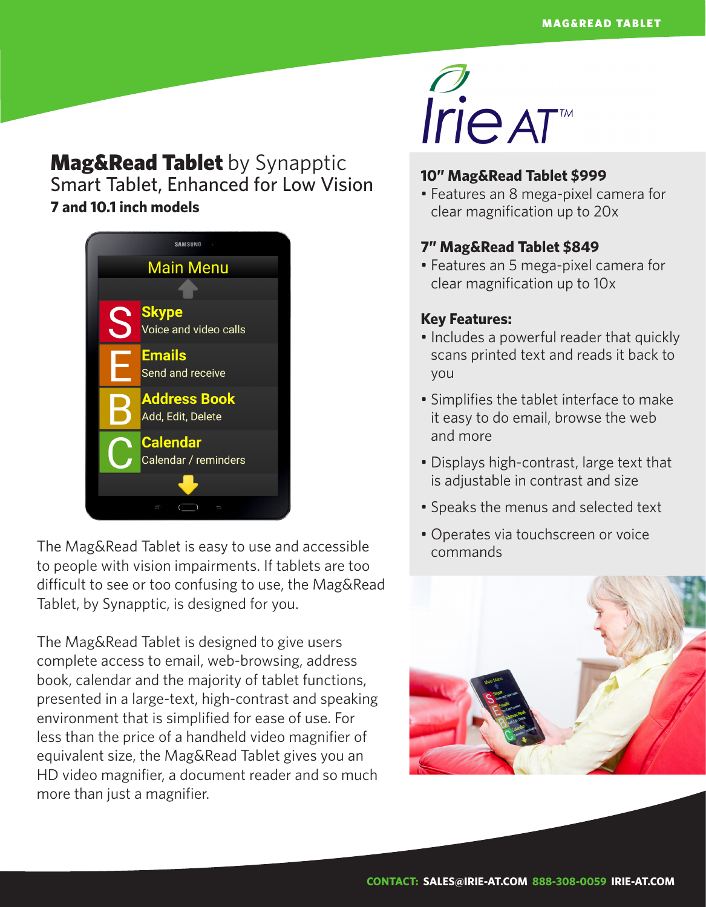# **Mag&Read Tablet** by Synapptic

## Smart Tablet, Enhanced for Low Vision

**7 and 10.1 inch models**

The Mag&Read Tablet is easy to use and accessible to people with vision impairments. If tablets are too difficult to see or too confusing to use, the Mag&Read Tablet, by Synapptic, is designed for you.

The Mag&Read Tablet is designed to give users complete access to email, web-browsing, address book, calendar and the majority of tablet functions, presented in a large-text, high-contrast and speaking environment that is simplified for ease of use. For less than the price of a handheld video magnifier of equivalent size, the Mag&Read Tablet gives you an HD video magnifier, a document reader and so much more than just a magnifier.

### 10" Mag&Read Tablet $999

- Features an 8 mega-pixel camera for clear magnification up to 20x

### 7" Mag&Read Tablet $849

- Features an 5 mega-pixel camera for clear magnification up to 10x

### Key Features:

- Includes a powerful reader that quickly scans printed text and reads it back to you
- Simplifies the tablet interface to make it easy to do email, browse the web and more
- Displays high-contrast, large text that is adjustable in contrast and size
- Speaks the menus and selected text
- Operates via touchscreen or voice commands

**CONTACT: SALES@IRIE-AT.COM 888-308-0059 IRIE-AT.COM**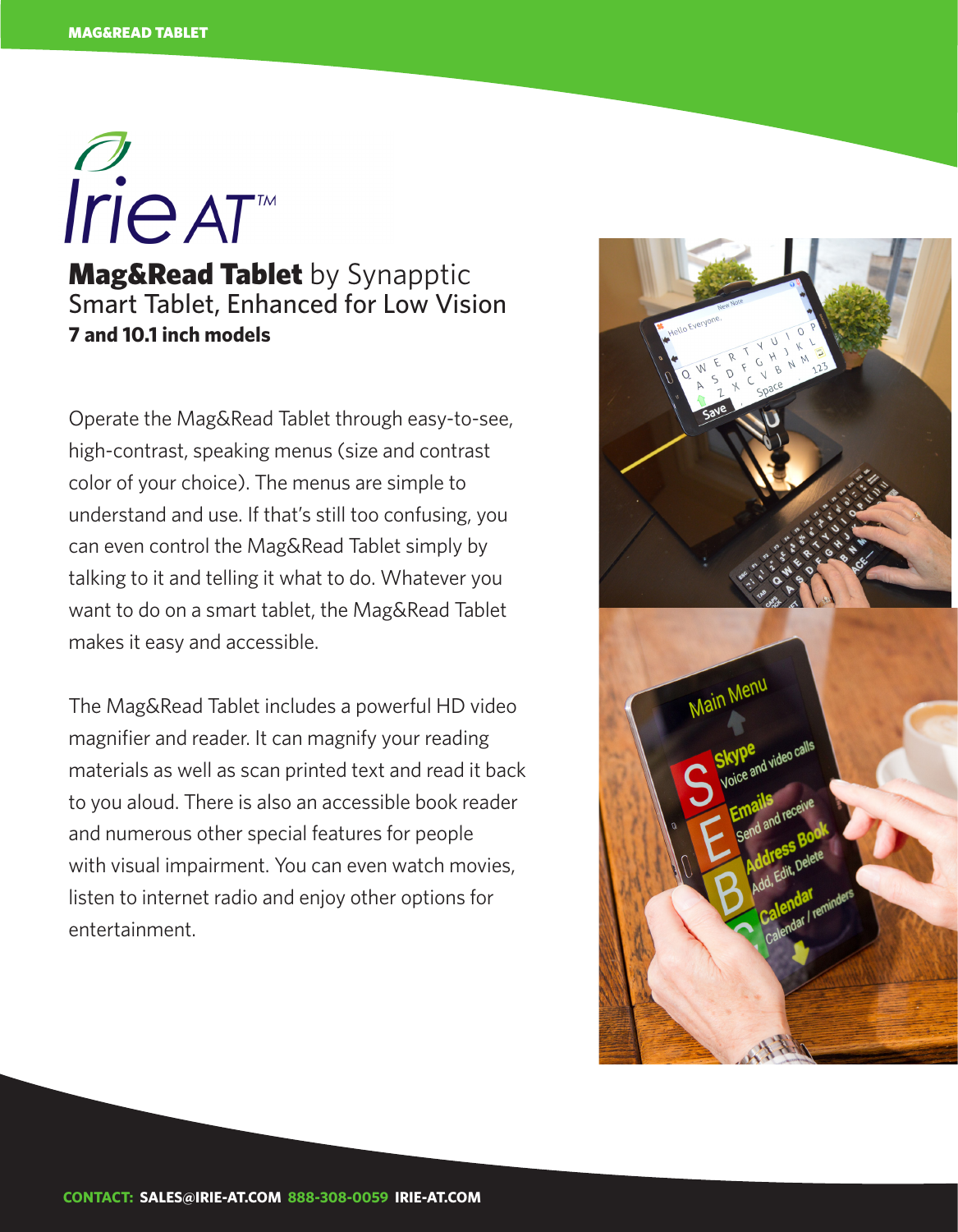Irie AT™

# **Mag&Read Tablet** by Synapptic

## Smart Tablet, Enhanced for Low Vision

### 7 and 10.1 inch models

Operate the Mag&Read Tablet through easy-to-see, high-contrast, speaking menus (size and contrast color of your choice). The menus are simple to understand and use. If that's still too confusing, you can even control the Mag&Read Tablet simply by talking to it and telling it what to do. Whatever you want to do on a smart tablet, the Mag&Read Tablet makes it easy and accessible.

The Mag&Read Tablet includes a powerful HD video magnifier and reader. It can magnify your reading materials as well as scan printed text and read it back to you aloud. There is also an accessible book reader and numerous other special features for people with visual impairment. You can even watch movies, listen to internet radio and enjoy other options for entertainment.

**CONTACT: SALES@IRIE-AT.COM 888-308-0059 IRIE-AT.COM**